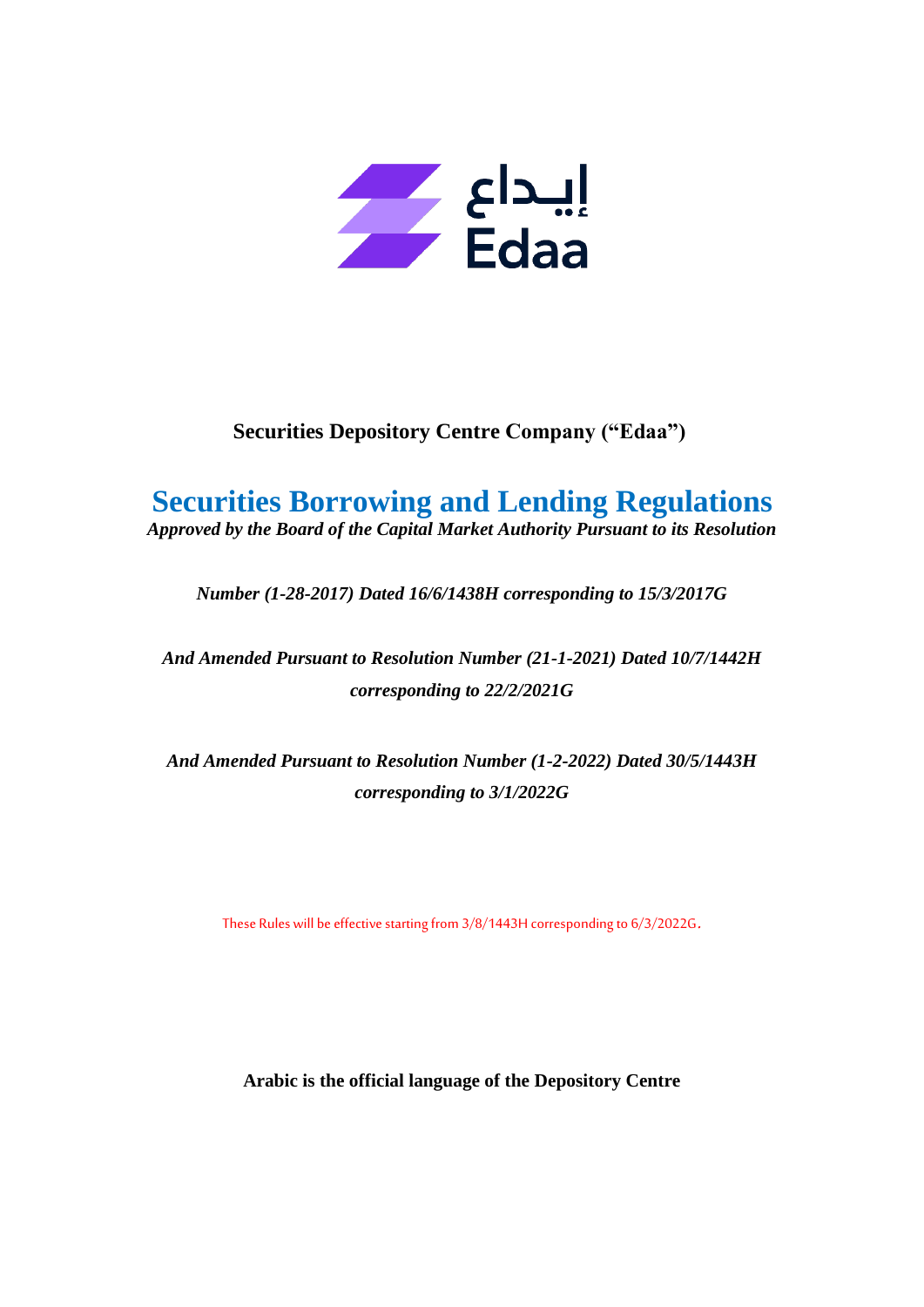إيداع
Edaa

**Securities Depository Centre Company ("Edaa")**

# Securities Borrowing and Lending Regulations

***Approved by the Board of the Capital Market Authority Pursuant to its Resolution***

***Number (1-28-2017) Dated 16/6/1438H corresponding to 15/3/2017G***

***And Amended Pursuant to Resolution Number (21-1-2021) Dated 10/7/1442H corresponding to 22/2/2021G***

***And Amended Pursuant to Resolution Number (1-2-2022) Dated 30/5/1443H corresponding to 3/1/2022G***

These Rules will be effective starting from 3/8/1443H corresponding to 6/3/2022G.

**Arabic is the official language of the Depository Centre**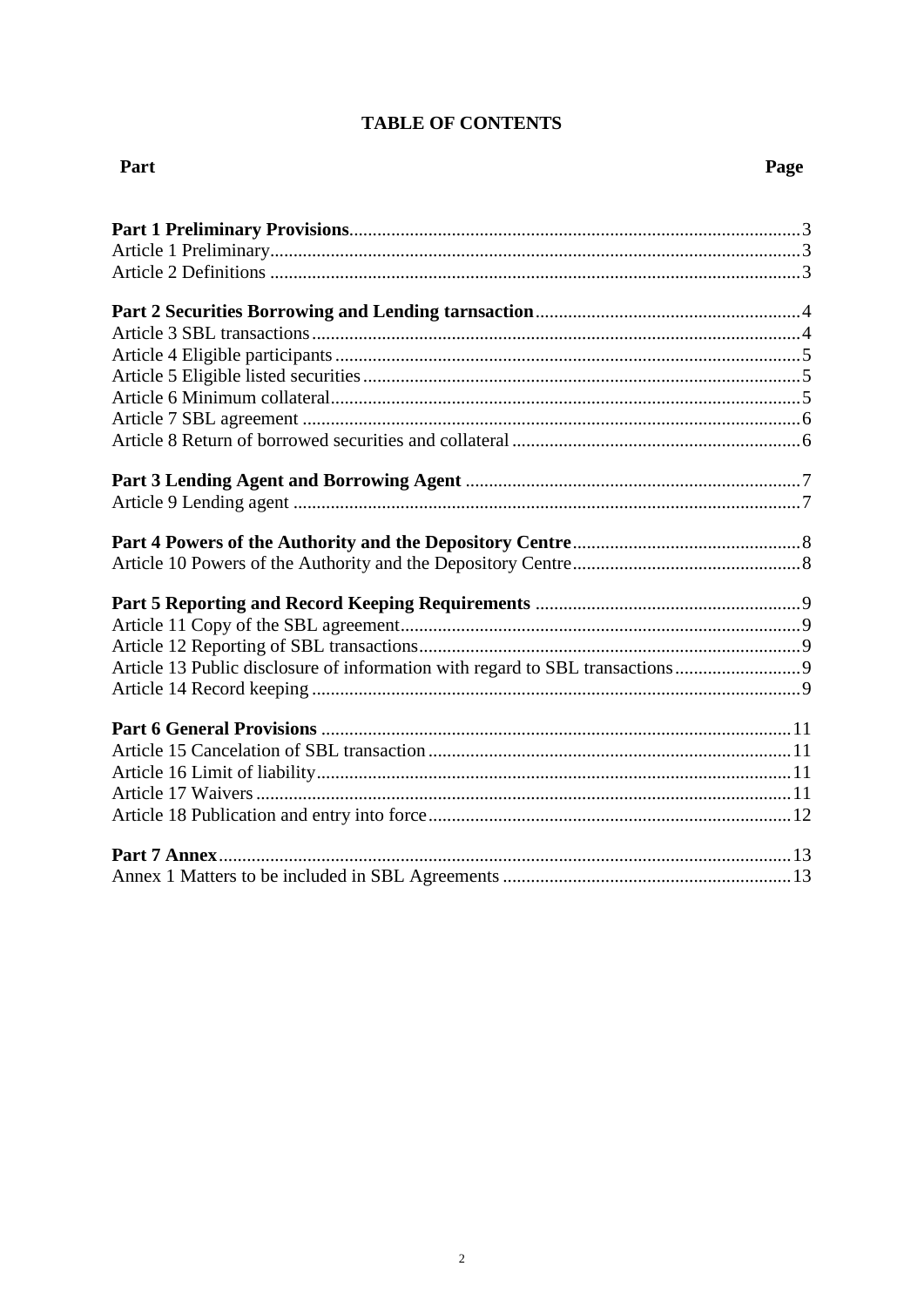## TABLE OF CONTENTS

| Part | Page |
|---|---|
| **Part 1 Preliminary Provisions** | 3 |
| Article 1 Preliminary | 3 |
| Article 2 Definitions | 3 |
| **Part 2 Securities Borrowing and Lending tarnsaction** | 4 |
| Article 3 SBL transactions | 4 |
| Article 4 Eligible participants | 5 |
| Article 5 Eligible listed securities | 5 |
| Article 6 Minimum collateral | 5 |
| Article 7 SBL agreement | 6 |
| Article 8 Return of borrowed securities and collateral | 6 |
| **Part 3 Lending Agent and Borrowing Agent** | 7 |
| Article 9 Lending agent | 7 |
| **Part 4 Powers of the Authority and the Depository Centre** | 8 |
| Article 10 Powers of the Authority and the Depository Centre | 8 |
| **Part 5 Reporting and Record Keeping Requirements** | 9 |
| Article 11 Copy of the SBL agreement | 9 |
| Article 12 Reporting of SBL transactions | 9 |
| Article 13 Public disclosure of information with regard to SBL transactions | 9 |
| Article 14 Record keeping | 9 |
| **Part 6 General Provisions** | 11 |
| Article 15 Cancelation of SBL transaction | 11 |
| Article 16 Limit of liability | 11 |
| Article 17 Waivers | 11 |
| Article 18 Publication and entry into force | 12 |
| **Part 7 Annex** | 13 |
| Annex 1 Matters to be included in SBL Agreements | 13 |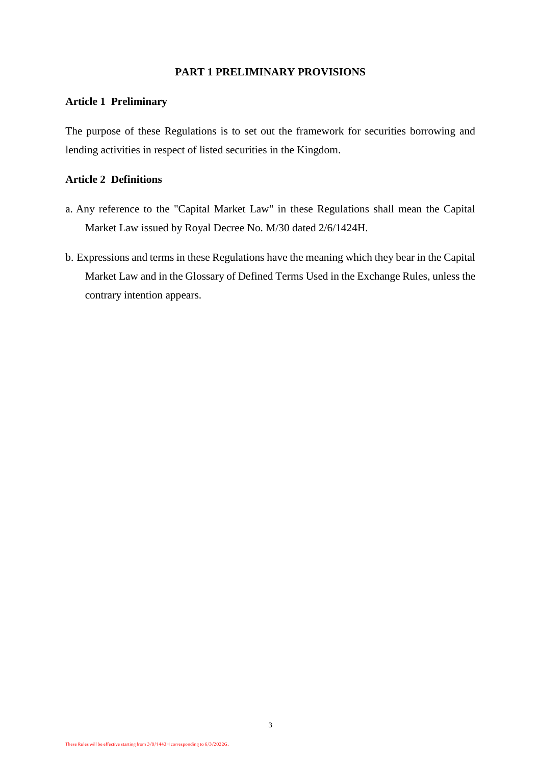## PART 1 PRELIMINARY PROVISIONS

### Article 1 Preliminary

The purpose of these Regulations is to set out the framework for securities borrowing and lending activities in respect of listed securities in the Kingdom.

### Article 2 Definitions

a. Any reference to the "Capital Market Law" in these Regulations shall mean the Capital Market Law issued by Royal Decree No. M/30 dated 2/6/1424H.

b. Expressions and terms in these Regulations have the meaning which they bear in the Capital Market Law and in the Glossary of Defined Terms Used in the Exchange Rules, unless the contrary intention appears.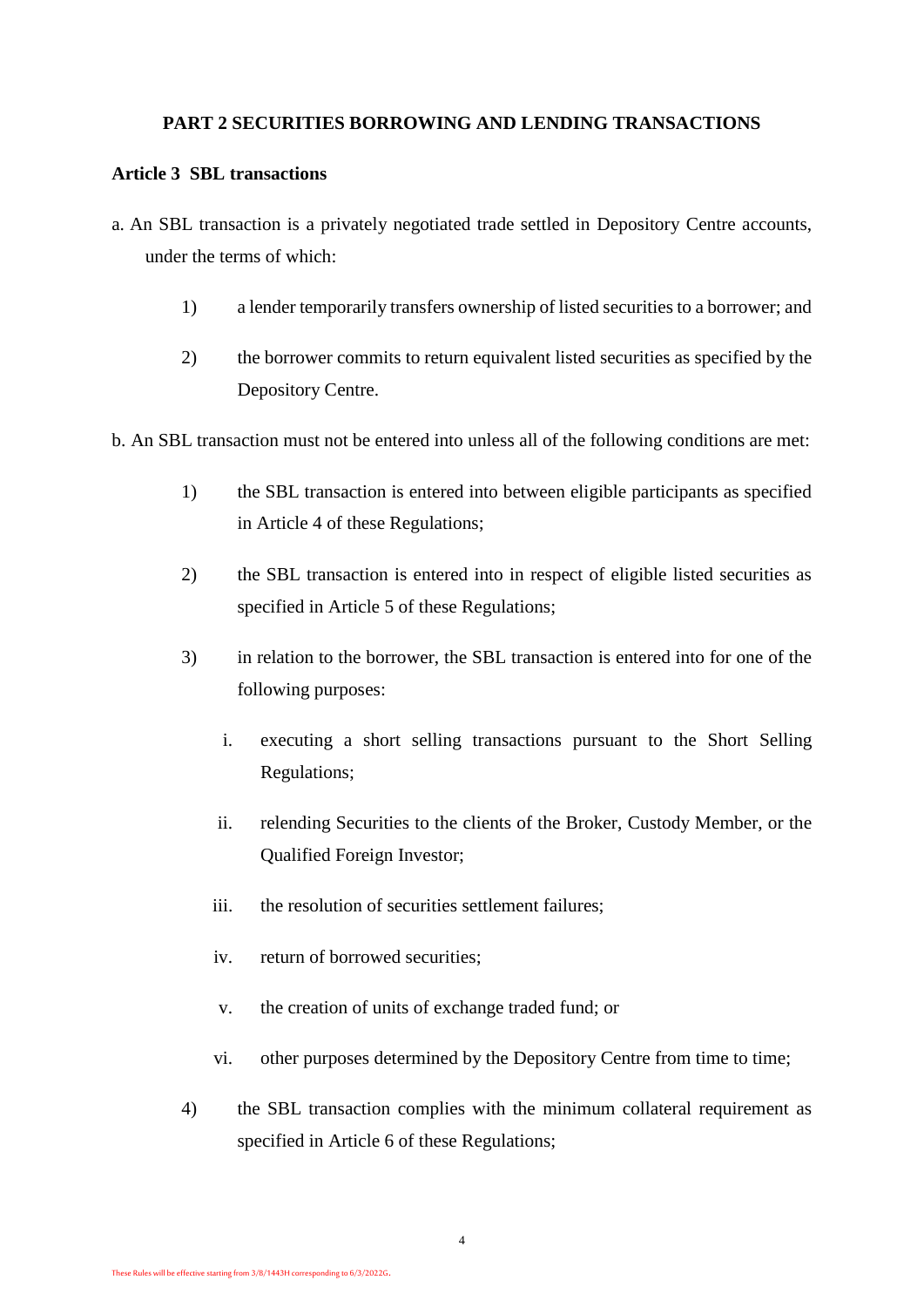## PART 2 SECURITIES BORROWING AND LENDING TRANSACTIONS

### Article 3 SBL transactions

a. An SBL transaction is a privately negotiated trade settled in Depository Centre accounts, under the terms of which:

1) a lender temporarily transfers ownership of listed securities to a borrower; and

2) the borrower commits to return equivalent listed securities as specified by the Depository Centre.

b. An SBL transaction must not be entered into unless all of the following conditions are met:

1) the SBL transaction is entered into between eligible participants as specified in Article 4 of these Regulations;

2) the SBL transaction is entered into in respect of eligible listed securities as specified in Article 5 of these Regulations;

3) in relation to the borrower, the SBL transaction is entered into for one of the following purposes:

   i. executing a short selling transactions pursuant to the Short Selling Regulations;

   ii. relending Securities to the clients of the Broker, Custody Member, or the Qualified Foreign Investor;

   iii. the resolution of securities settlement failures;

   iv. return of borrowed securities;

   v. the creation of units of exchange traded fund; or

   vi. other purposes determined by the Depository Centre from time to time;

4) the SBL transaction complies with the minimum collateral requirement as specified in Article 6 of these Regulations;

These Rules will be effective starting from 3/8/1443H corresponding to 6/3/2022G.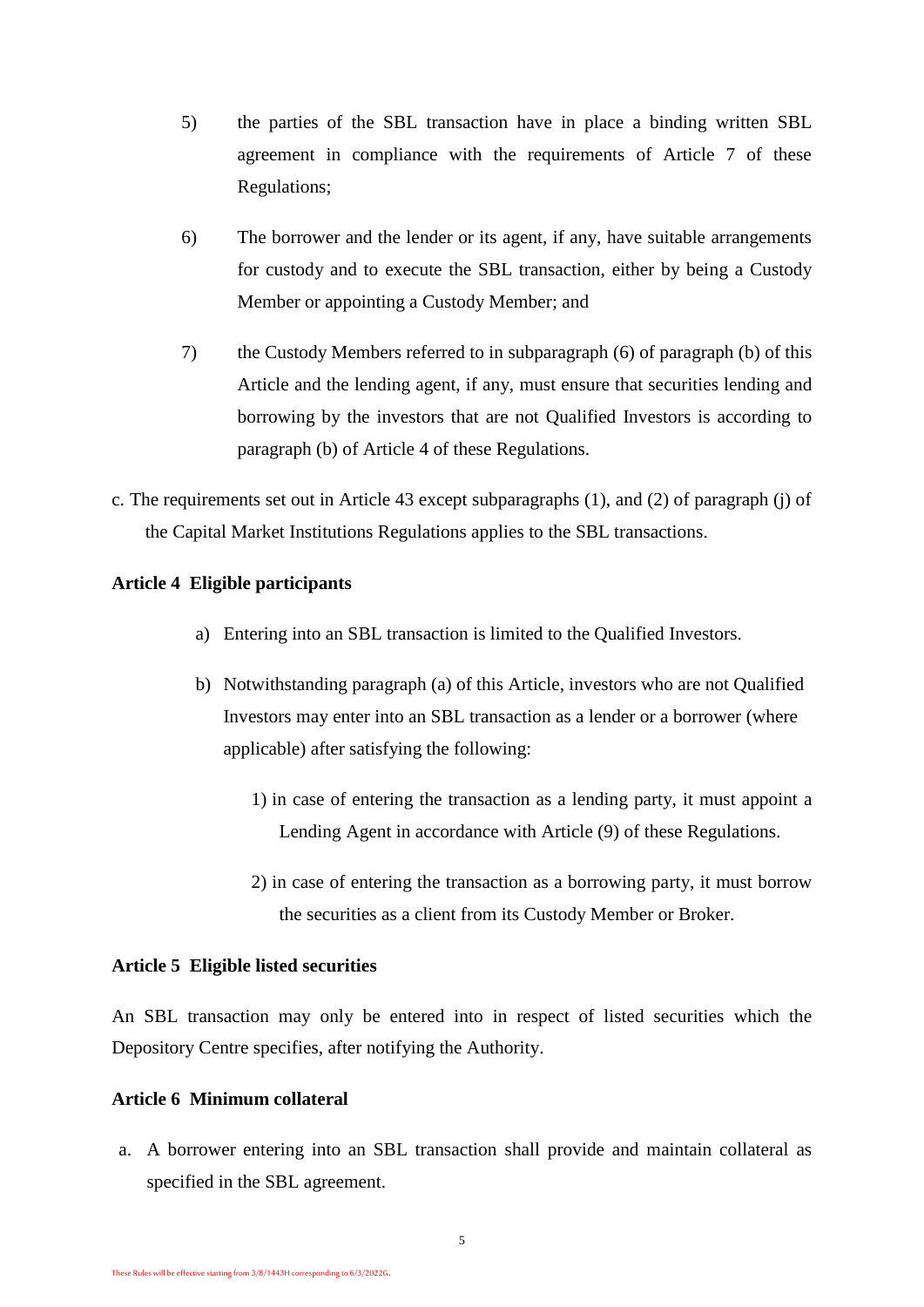5) the parties of the SBL transaction have in place a binding written SBL agreement in compliance with the requirements of Article 7 of these Regulations;

6) The borrower and the lender or its agent, if any, have suitable arrangements for custody and to execute the SBL transaction, either by being a Custody Member or appointing a Custody Member; and

7) the Custody Members referred to in subparagraph (6) of paragraph (b) of this Article and the lending agent, if any, must ensure that securities lending and borrowing by the investors that are not Qualified Investors is according to paragraph (b) of Article 4 of these Regulations.

c. The requirements set out in Article 43 except subparagraphs (1), and (2) of paragraph (j) of the Capital Market Institutions Regulations applies to the SBL transactions.

**Article 4 Eligible participants**

a) Entering into an SBL transaction is limited to the Qualified Investors.

b) Notwithstanding paragraph (a) of this Article, investors who are not Qualified Investors may enter into an SBL transaction as a lender or a borrower (where applicable) after satisfying the following:

   1) in case of entering the transaction as a lending party, it must appoint a Lending Agent in accordance with Article (9) of these Regulations.

   2) in case of entering the transaction as a borrowing party, it must borrow the securities as a client from its Custody Member or Broker.

**Article 5 Eligible listed securities**

An SBL transaction may only be entered into in respect of listed securities which the Depository Centre specifies, after notifying the Authority.

**Article 6 Minimum collateral**

a. A borrower entering into an SBL transaction shall provide and maintain collateral as specified in the SBL agreement.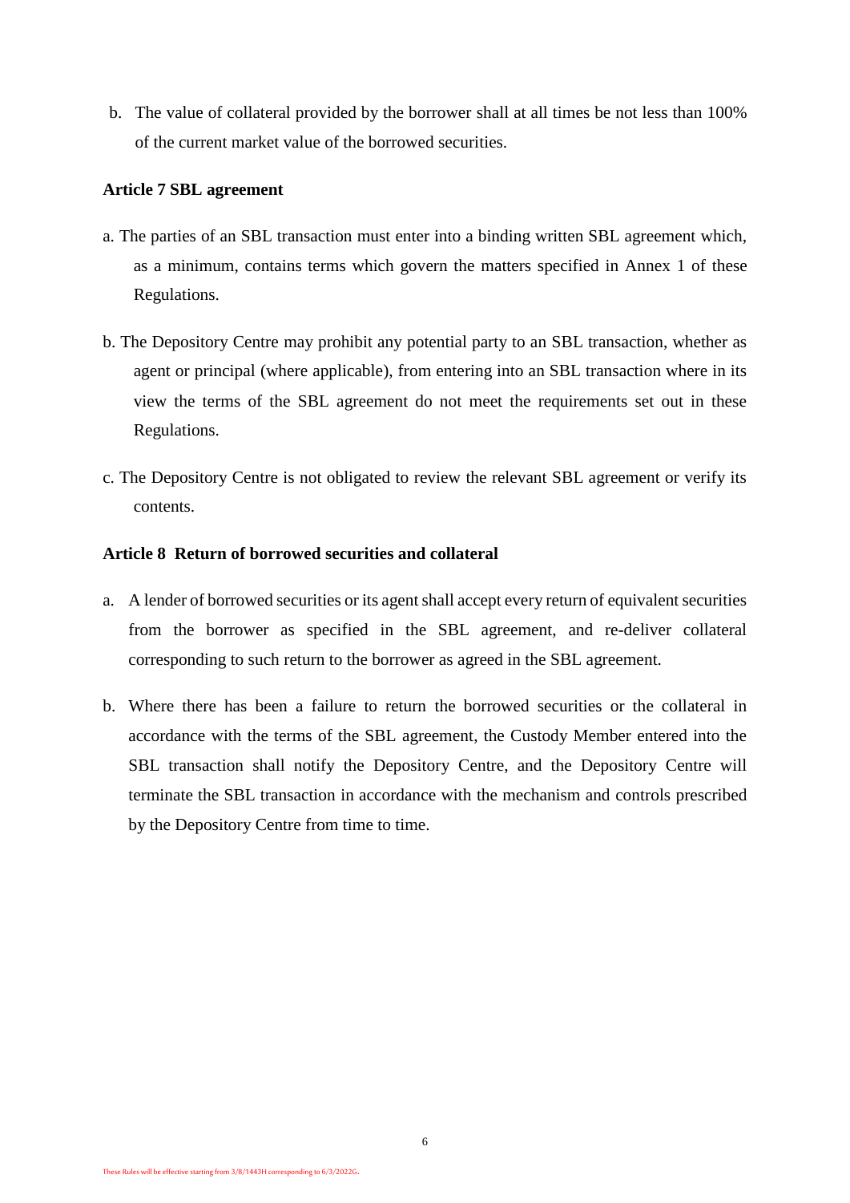b. The value of collateral provided by the borrower shall at all times be not less than 100% of the current market value of the borrowed securities.

**Article 7 SBL agreement**

a. The parties of an SBL transaction must enter into a binding written SBL agreement which, as a minimum, contains terms which govern the matters specified in Annex 1 of these Regulations.

b. The Depository Centre may prohibit any potential party to an SBL transaction, whether as agent or principal (where applicable), from entering into an SBL transaction where in its view the terms of the SBL agreement do not meet the requirements set out in these Regulations.

c. The Depository Centre is not obligated to review the relevant SBL agreement or verify its contents.

**Article 8 Return of borrowed securities and collateral**

a. A lender of borrowed securities or its agent shall accept every return of equivalent securities from the borrower as specified in the SBL agreement, and re-deliver collateral corresponding to such return to the borrower as agreed in the SBL agreement.

b. Where there has been a failure to return the borrowed securities or the collateral in accordance with the terms of the SBL agreement, the Custody Member entered into the SBL transaction shall notify the Depository Centre, and the Depository Centre will terminate the SBL transaction in accordance with the mechanism and controls prescribed by the Depository Centre from time to time.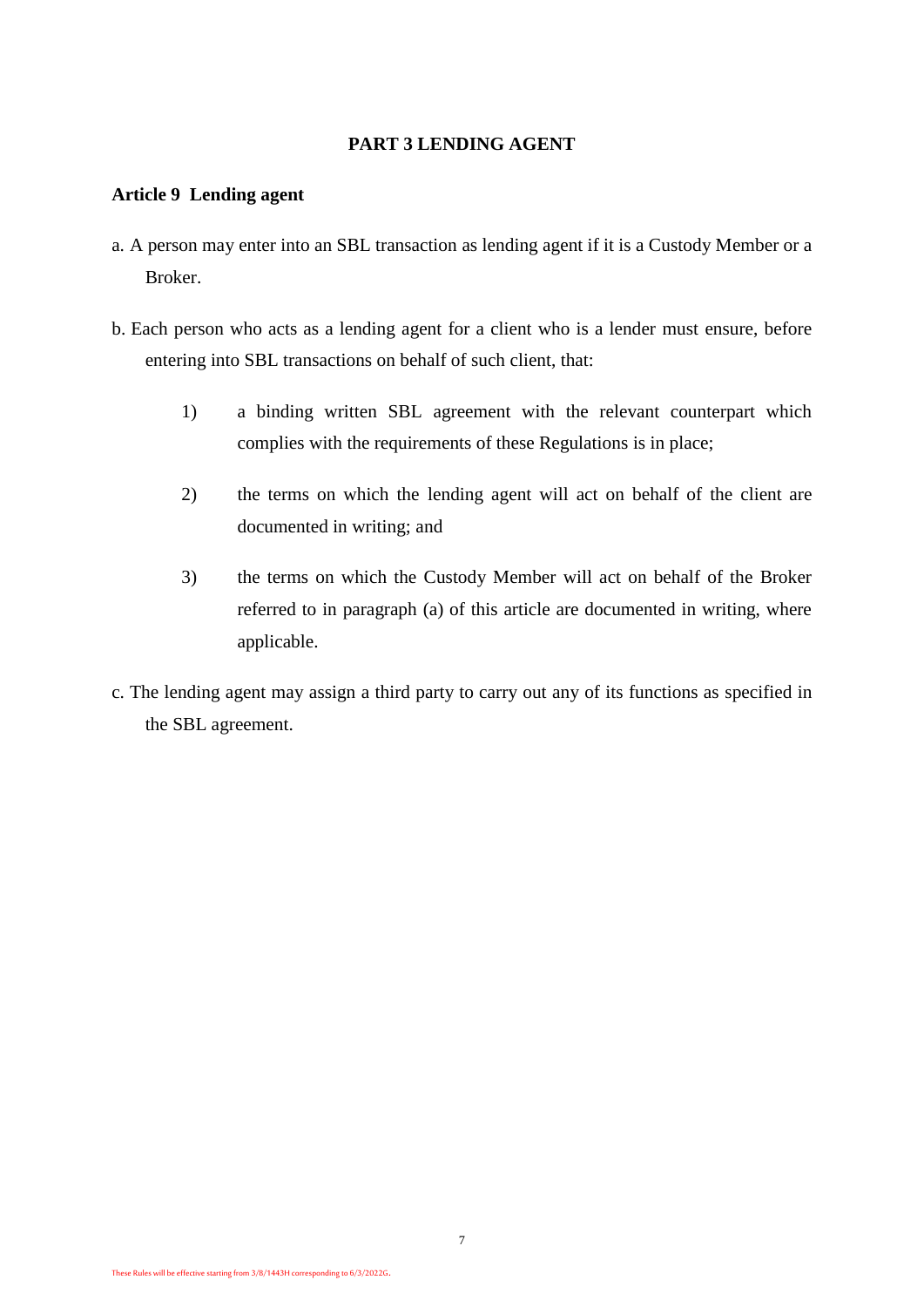## PART 3 LENDING AGENT

### Article 9 Lending agent

a. A person may enter into an SBL transaction as lending agent if it is a Custody Member or a Broker.

b. Each person who acts as a lending agent for a client who is a lender must ensure, before entering into SBL transactions on behalf of such client, that:

1) a binding written SBL agreement with the relevant counterpart which complies with the requirements of these Regulations is in place;

2) the terms on which the lending agent will act on behalf of the client are documented in writing; and

3) the terms on which the Custody Member will act on behalf of the Broker referred to in paragraph (a) of this article are documented in writing, where applicable.

c. The lending agent may assign a third party to carry out any of its functions as specified in the SBL agreement.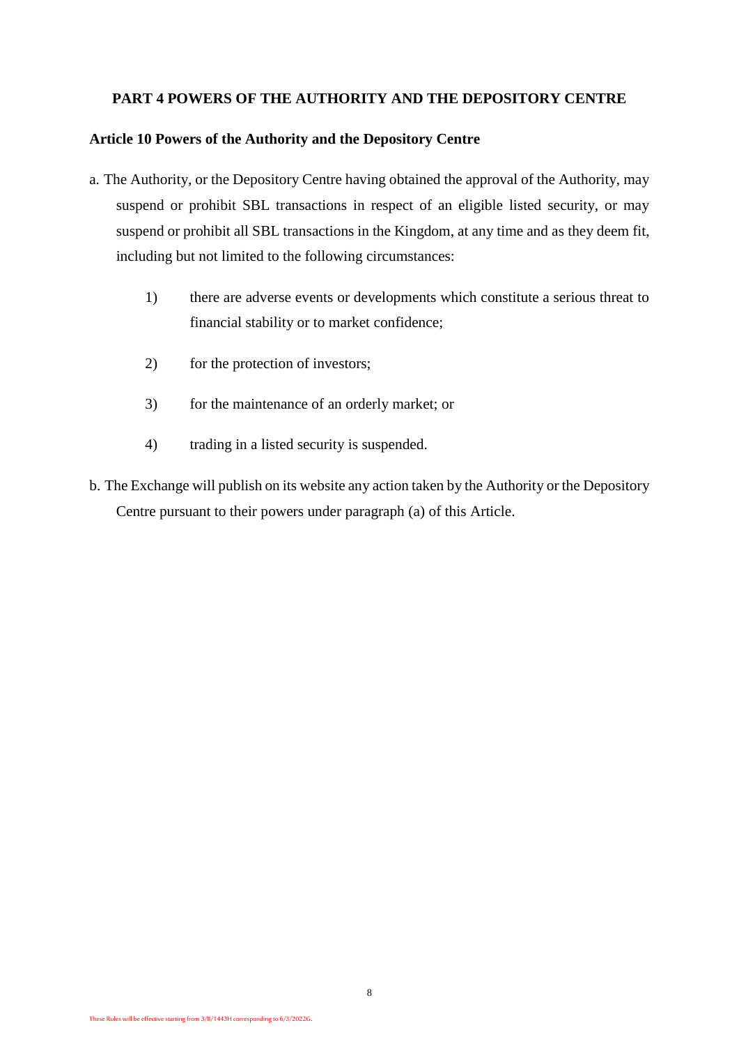## PART 4 POWERS OF THE AUTHORITY AND THE DEPOSITORY CENTRE

### Article 10 Powers of the Authority and the Depository Centre

a. The Authority, or the Depository Centre having obtained the approval of the Authority, may suspend or prohibit SBL transactions in respect of an eligible listed security, or may suspend or prohibit all SBL transactions in the Kingdom, at any time and as they deem fit, including but not limited to the following circumstances:

1) there are adverse events or developments which constitute a serious threat to financial stability or to market confidence;

2) for the protection of investors;

3) for the maintenance of an orderly market; or

4) trading in a listed security is suspended.

b. The Exchange will publish on its website any action taken by the Authority or the Depository Centre pursuant to their powers under paragraph (a) of this Article.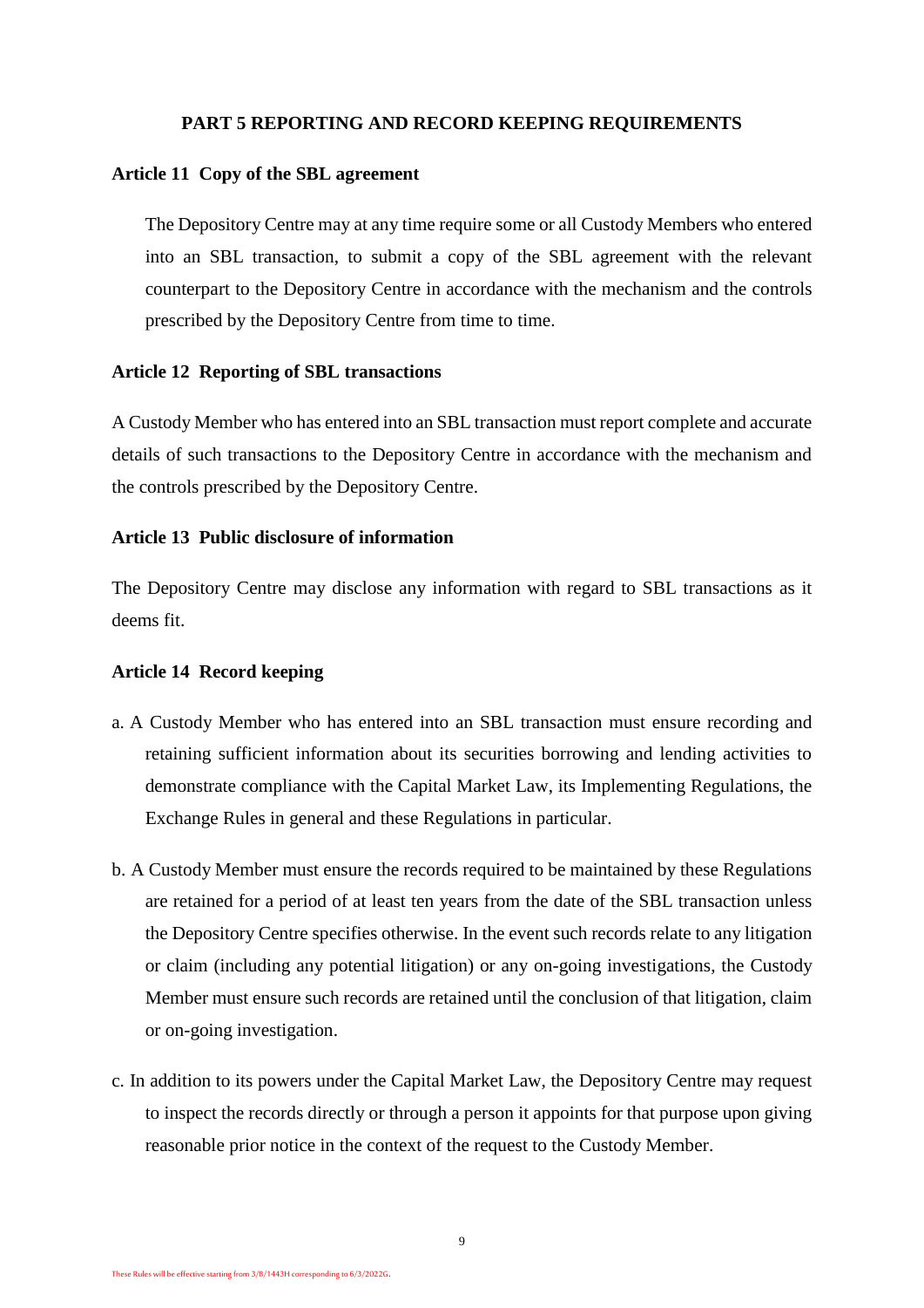## PART 5 REPORTING AND RECORD KEEPING REQUIREMENTS

### Article 11 Copy of the SBL agreement

The Depository Centre may at any time require some or all Custody Members who entered into an SBL transaction, to submit a copy of the SBL agreement with the relevant counterpart to the Depository Centre in accordance with the mechanism and the controls prescribed by the Depository Centre from time to time.

### Article 12 Reporting of SBL transactions

A Custody Member who has entered into an SBL transaction must report complete and accurate details of such transactions to the Depository Centre in accordance with the mechanism and the controls prescribed by the Depository Centre.

### Article 13 Public disclosure of information

The Depository Centre may disclose any information with regard to SBL transactions as it deems fit.

### Article 14 Record keeping

a. A Custody Member who has entered into an SBL transaction must ensure recording and retaining sufficient information about its securities borrowing and lending activities to demonstrate compliance with the Capital Market Law, its Implementing Regulations, the Exchange Rules in general and these Regulations in particular.

b. A Custody Member must ensure the records required to be maintained by these Regulations are retained for a period of at least ten years from the date of the SBL transaction unless the Depository Centre specifies otherwise. In the event such records relate to any litigation or claim (including any potential litigation) or any on-going investigations, the Custody Member must ensure such records are retained until the conclusion of that litigation, claim or on-going investigation.

c. In addition to its powers under the Capital Market Law, the Depository Centre may request to inspect the records directly or through a person it appoints for that purpose upon giving reasonable prior notice in the context of the request to the Custody Member.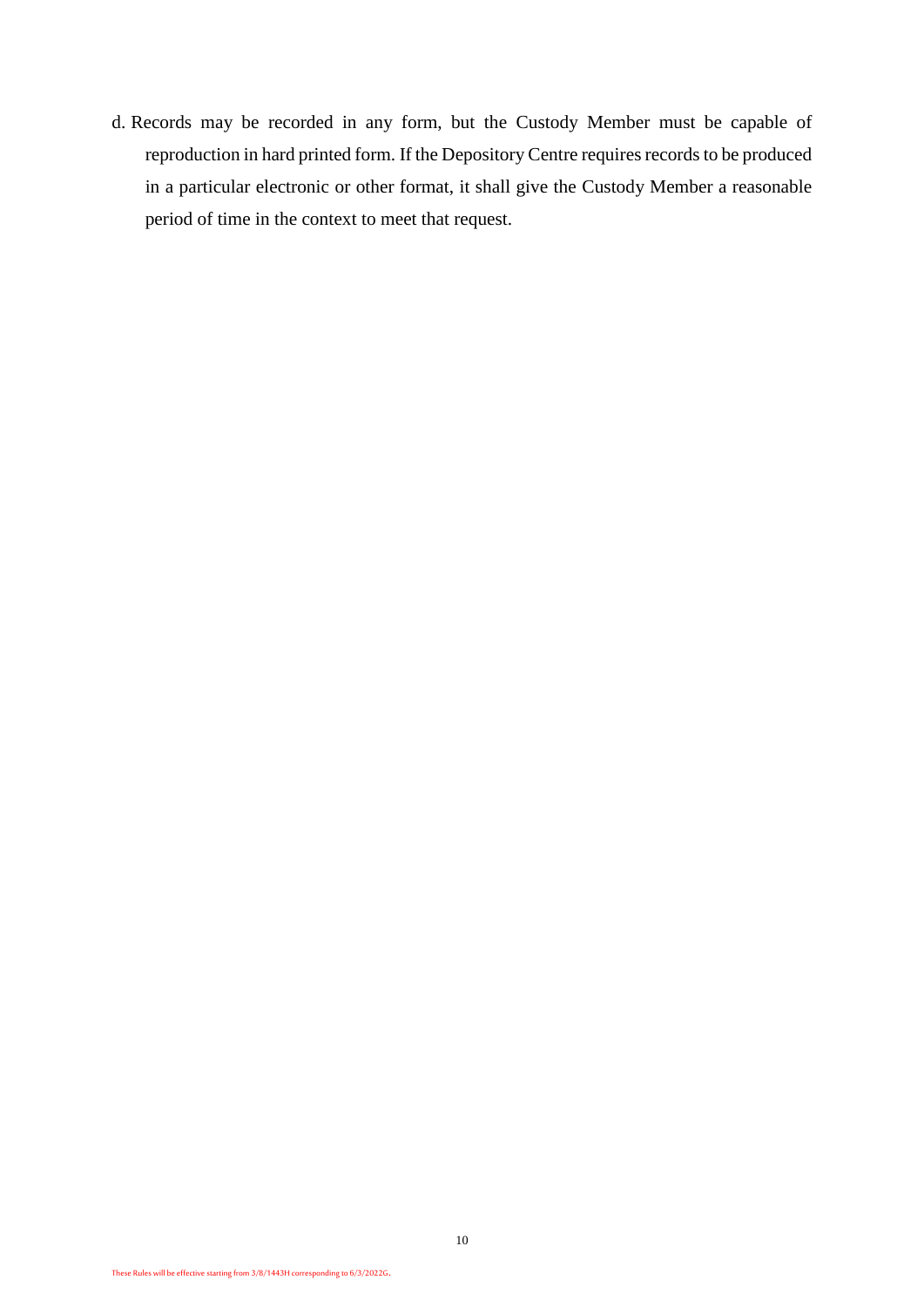d. Records may be recorded in any form, but the Custody Member must be capable of reproduction in hard printed form. If the Depository Centre requires records to be produced in a particular electronic or other format, it shall give the Custody Member a reasonable period of time in the context to meet that request.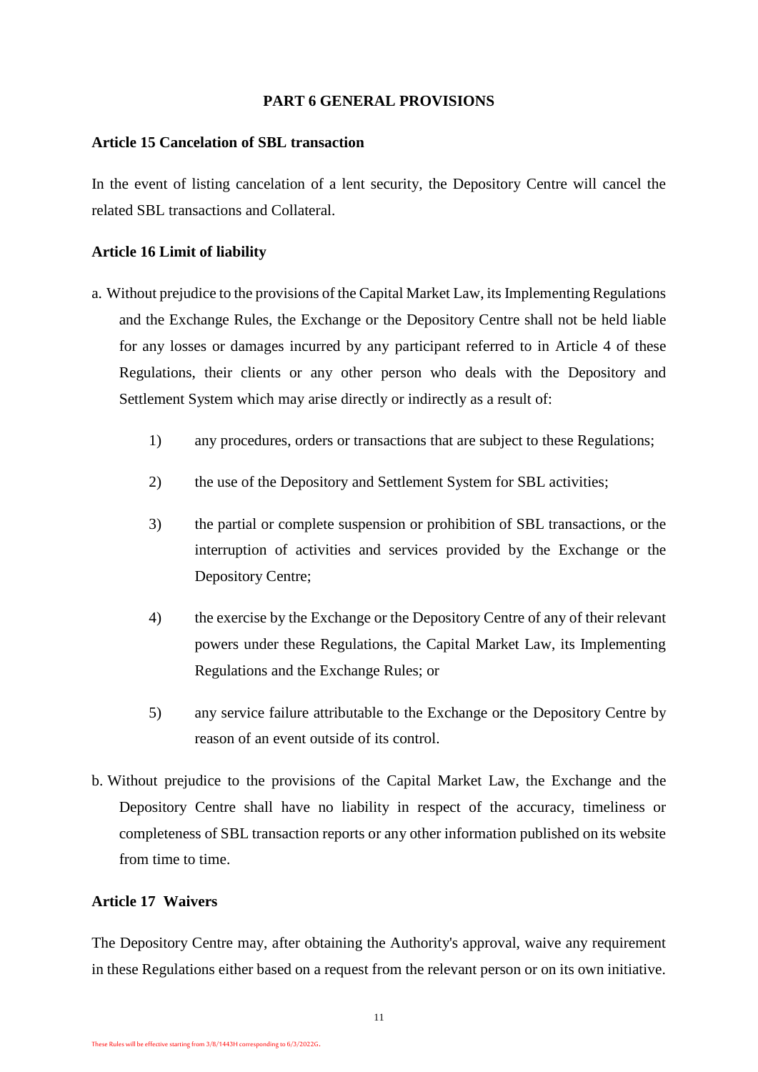## PART 6 GENERAL PROVISIONS

### Article 15 Cancelation of SBL transaction

In the event of listing cancelation of a lent security, the Depository Centre will cancel the related SBL transactions and Collateral.

### Article 16 Limit of liability

a. Without prejudice to the provisions of the Capital Market Law, its Implementing Regulations and the Exchange Rules, the Exchange or the Depository Centre shall not be held liable for any losses or damages incurred by any participant referred to in Article 4 of these Regulations, their clients or any other person who deals with the Depository and Settlement System which may arise directly or indirectly as a result of:

   1) any procedures, orders or transactions that are subject to these Regulations;

   2) the use of the Depository and Settlement System for SBL activities;

   3) the partial or complete suspension or prohibition of SBL transactions, or the interruption of activities and services provided by the Exchange or the Depository Centre;

   4) the exercise by the Exchange or the Depository Centre of any of their relevant powers under these Regulations, the Capital Market Law, its Implementing Regulations and the Exchange Rules; or

   5) any service failure attributable to the Exchange or the Depository Centre by reason of an event outside of its control.

b. Without prejudice to the provisions of the Capital Market Law, the Exchange and the Depository Centre shall have no liability in respect of the accuracy, timeliness or completeness of SBL transaction reports or any other information published on its website from time to time.

### Article 17 Waivers

The Depository Centre may, after obtaining the Authority's approval, waive any requirement in these Regulations either based on a request from the relevant person or on its own initiative.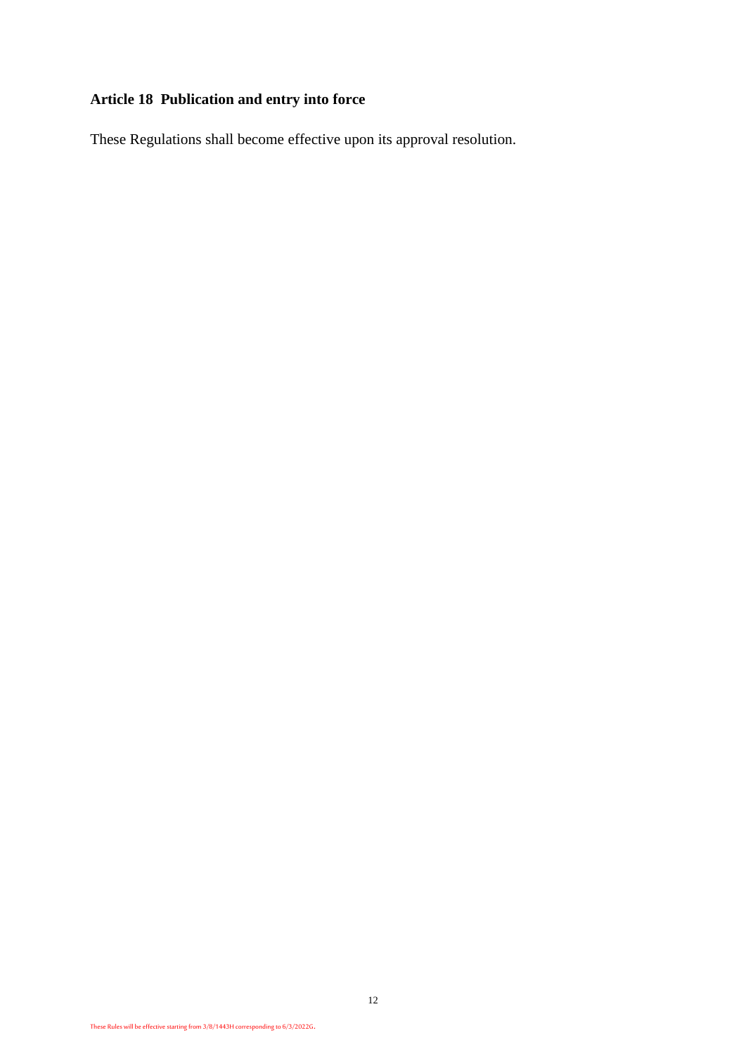## Article 18 Publication and entry into force

These Regulations shall become effective upon its approval resolution.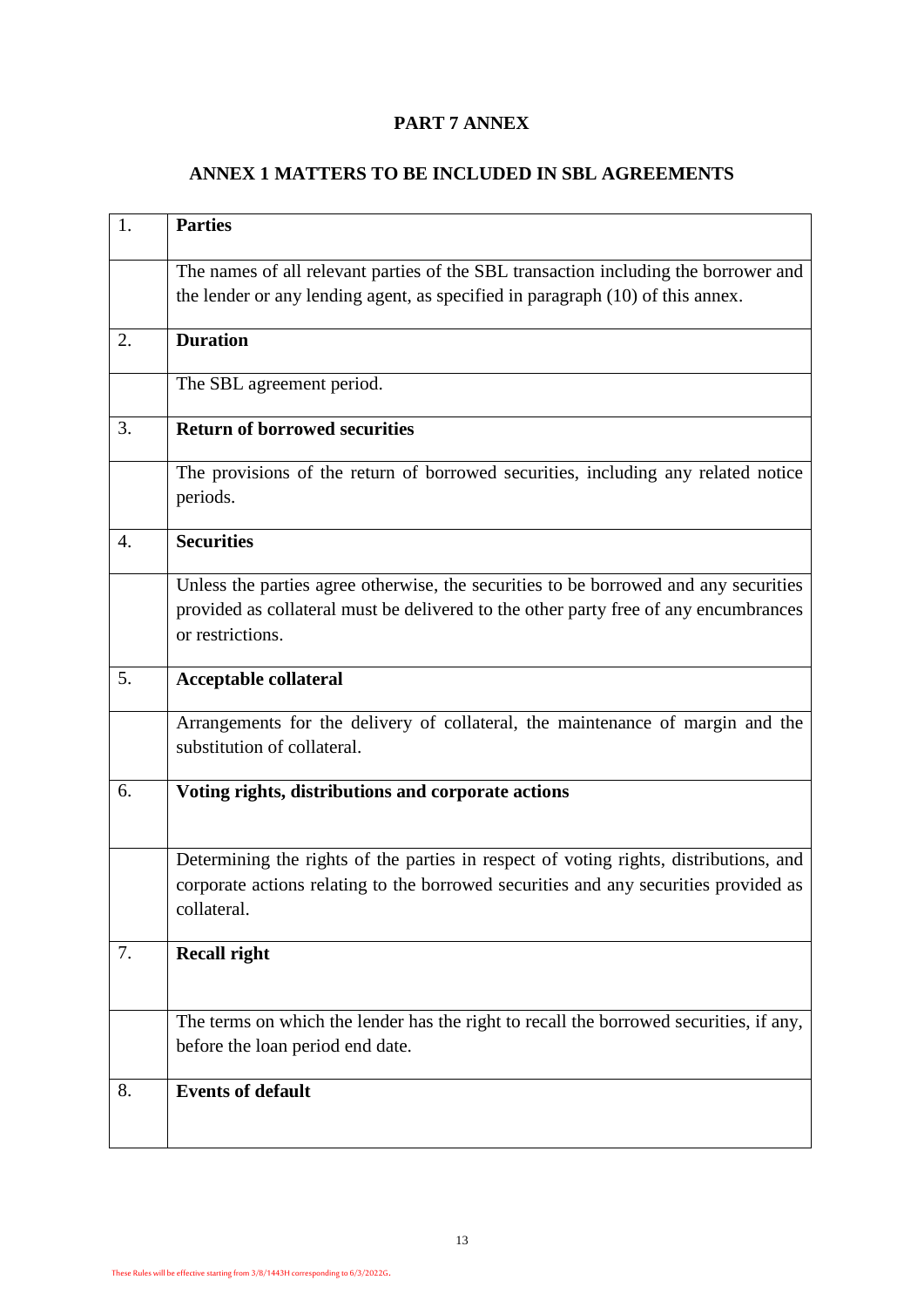## PART 7 ANNEX

## ANNEX 1 MATTERS TO BE INCLUDED IN SBL AGREEMENTS

| | |
|---|---|
| 1. | **Parties** |
| | The names of all relevant parties of the SBL transaction including the borrower and the lender or any lending agent, as specified in paragraph (10) of this annex. |
| 2. | **Duration** |
| | The SBL agreement period. |
| 3. | **Return of borrowed securities** |
| | The provisions of the return of borrowed securities, including any related notice periods. |
| 4. | **Securities** |
| | Unless the parties agree otherwise, the securities to be borrowed and any securities provided as collateral must be delivered to the other party free of any encumbrances or restrictions. |
| 5. | **Acceptable collateral** |
| | Arrangements for the delivery of collateral, the maintenance of margin and the substitution of collateral. |
| 6. | **Voting rights, distributions and corporate actions** |
| | Determining the rights of the parties in respect of voting rights, distributions, and corporate actions relating to the borrowed securities and any securities provided as collateral. |
| 7. | **Recall right** |
| | The terms on which the lender has the right to recall the borrowed securities, if any, before the loan period end date. |
| 8. | **Events of default** |

These Rules will be effective starting from 3/8/1443H corresponding to 6/3/2022G.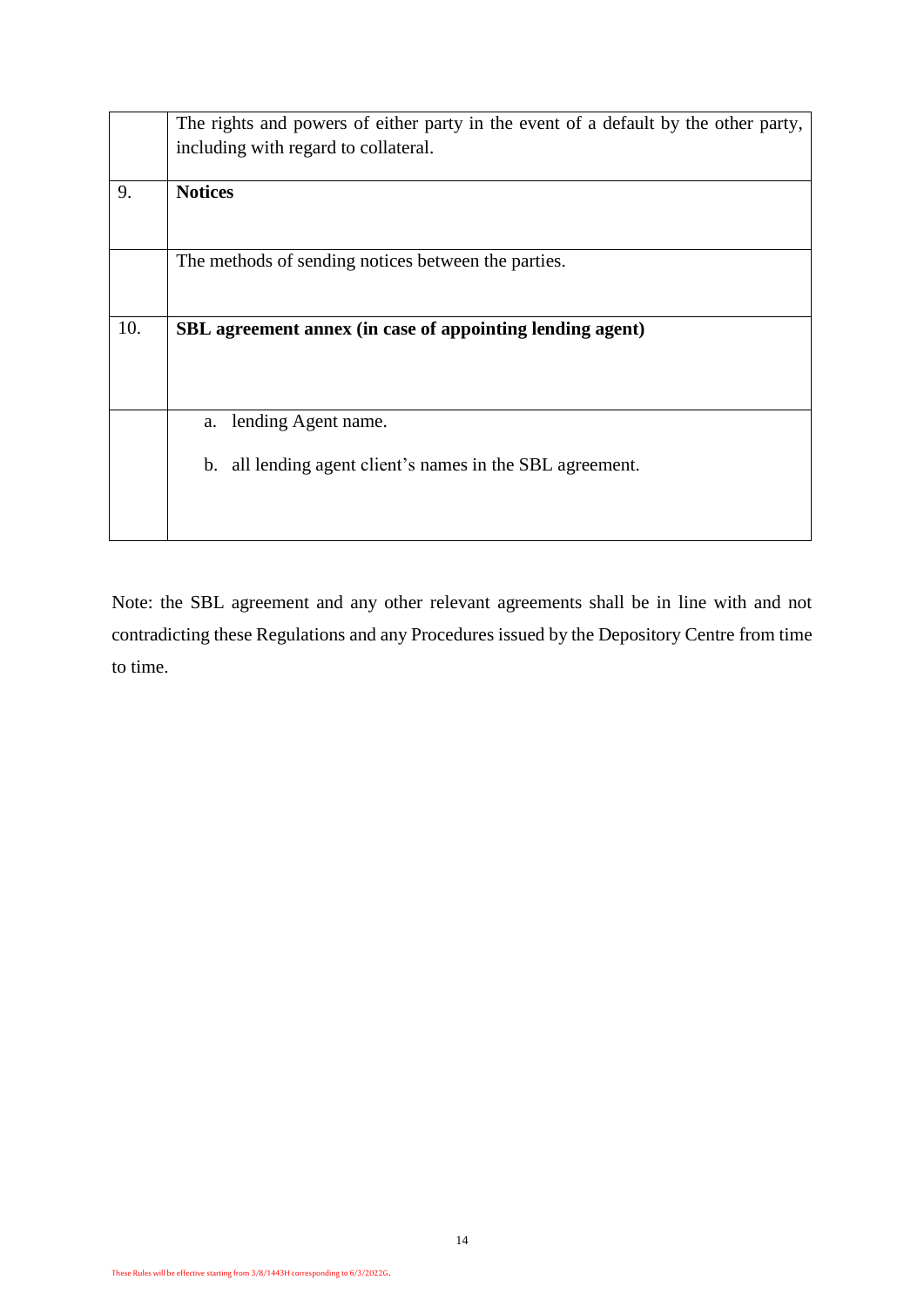| | |
|---|---|
| | The rights and powers of either party in the event of a default by the other party, including with regard to collateral. |
| 9. | **Notices** |
| | The methods of sending notices between the parties. |
| 10. | **SBL agreement annex (in case of appointing lending agent)** |
| | a. lending Agent name.<br>b. all lending agent client's names in the SBL agreement. |

Note: the SBL agreement and any other relevant agreements shall be in line with and not contradicting these Regulations and any Procedures issued by the Depository Centre from time to time.

These Rules will be effective starting from 3/8/1443H corresponding to 6/3/2022G.